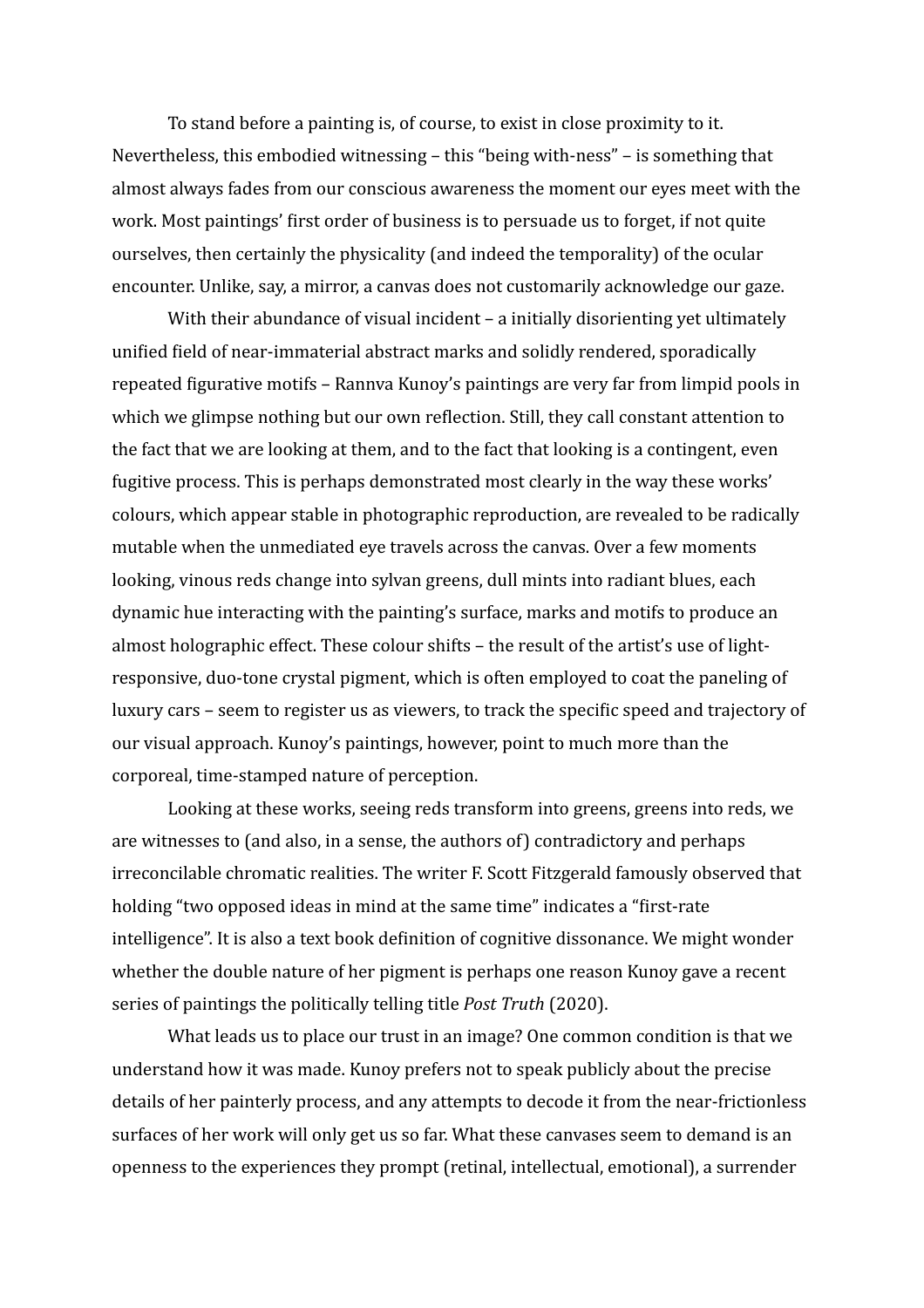To stand before a painting is, of course, to exist in close proximity to it. Nevertheless, this embodied witnessing – this "being with-ness" – is something that almost always fades from our conscious awareness the moment our eyes meet with the work. Most paintings' first order of business is to persuade us to forget, if not quite ourselves, then certainly the physicality (and indeed the temporality) of the ocular encounter. Unlike, say, a mirror, a canvas does not customarily acknowledge our gaze.

With their abundance of visual incident – a initially disorienting yet ultimately unified field of near-immaterial abstract marks and solidly rendered, sporadically repeated figurative motifs – Rannva Kunoy's paintings are very far from limpid pools in which we glimpse nothing but our own reflection. Still, they call constant attention to the fact that we are looking at them, and to the fact that looking is a contingent, even fugitive process. This is perhaps demonstrated most clearly in the way these works' colours, which appear stable in photographic reproduction, are revealed to be radically mutable when the unmediated eye travels across the canvas. Over a few moments looking, vinous reds change into sylvan greens, dull mints into radiant blues, each dynamic hue interacting with the painting's surface, marks and motifs to produce an almost holographic effect. These colour shifts – the result of the artist's use of light-responsive, duo-tone crystal pigment, which is often employed to coat the paneling of luxury cars – seem to register us as viewers, to track the specific speed and trajectory of our visual approach. Kunoy's paintings, however, point to much more than the corporeal, time-stamped nature of perception.

Looking at these works, seeing reds transform into greens, greens into reds, we are witnesses to (and also, in a sense, the authors of) contradictory and perhaps irreconcilable chromatic realities. The writer F. Scott Fitzgerald famously observed that holding "two opposed ideas in mind at the same time" indicates a "first-rate intelligence". It is also a text book definition of cognitive dissonance. We might wonder whether the double nature of her pigment is perhaps one reason Kunoy gave a recent series of paintings the politically telling title *Post Truth* (2020).

What leads us to place our trust in an image? One common condition is that we understand how it was made. Kunoy prefers not to speak publicly about the precise details of her painterly process, and any attempts to decode it from the near-frictionless surfaces of her work will only get us so far. What these canvases seem to demand is an openness to the experiences they prompt (retinal, intellectual, emotional), a surrender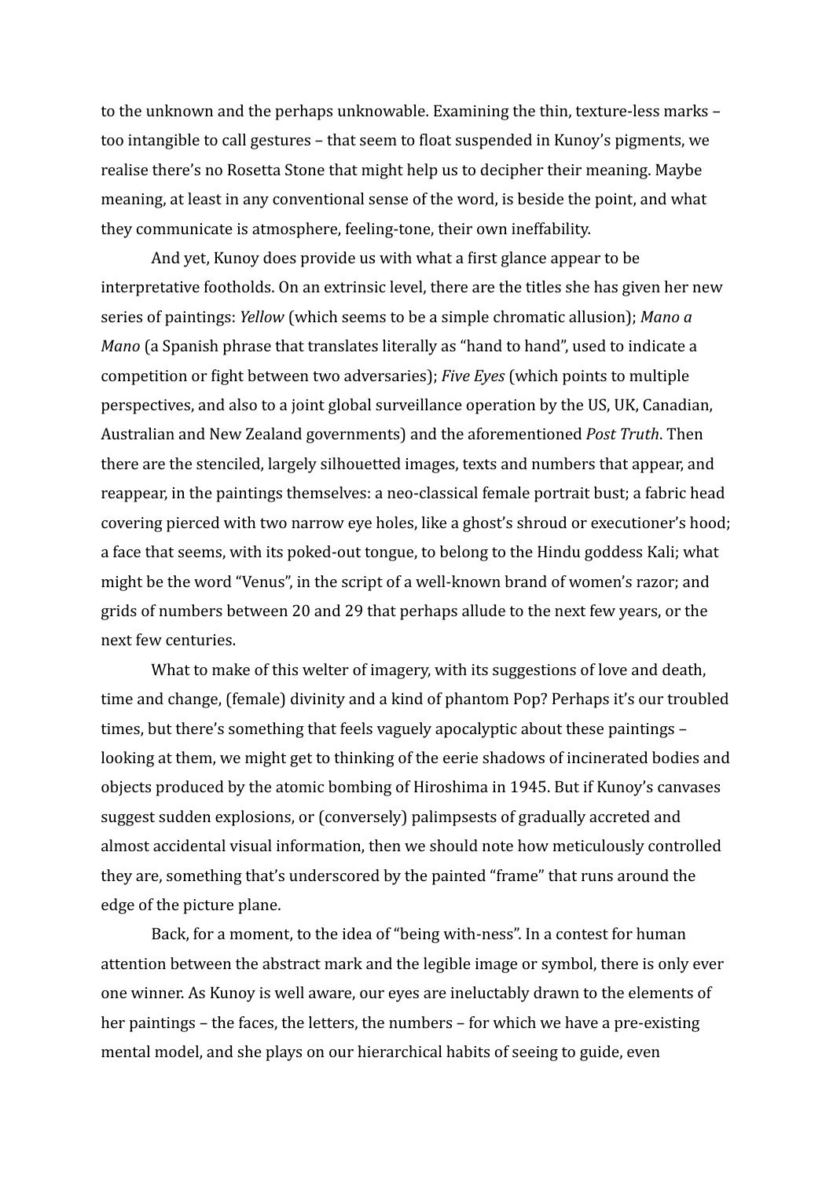to the unknown and the perhaps unknowable. Examining the thin, texture-less marks – too intangible to call gestures – that seem to float suspended in Kunoy's pigments, we realise there's no Rosetta Stone that might help us to decipher their meaning. Maybe meaning, at least in any conventional sense of the word, is beside the point, and what they communicate is atmosphere, feeling-tone, their own ineffability.

And yet, Kunoy does provide us with what a first glance appear to be interpretative footholds. On an extrinsic level, there are the titles she has given her new series of paintings: *Yellow* (which seems to be a simple chromatic allusion); *Mano a Mano* (a Spanish phrase that translates literally as "hand to hand", used to indicate a competition or fight between two adversaries); *Five Eyes* (which points to multiple perspectives, and also to a joint global surveillance operation by the US, UK, Canadian, Australian and New Zealand governments) and the aforementioned *Post Truth*. Then there are the stenciled, largely silhouetted images, texts and numbers that appear, and reappear, in the paintings themselves: a neo-classical female portrait bust; a fabric head covering pierced with two narrow eye holes, like a ghost's shroud or executioner's hood; a face that seems, with its poked-out tongue, to belong to the Hindu goddess Kali; what might be the word "Venus", in the script of a well-known brand of women's razor; and grids of numbers between 20 and 29 that perhaps allude to the next few years, or the next few centuries.

What to make of this welter of imagery, with its suggestions of love and death, time and change, (female) divinity and a kind of phantom Pop? Perhaps it's our troubled times, but there's something that feels vaguely apocalyptic about these paintings – looking at them, we might get to thinking of the eerie shadows of incinerated bodies and objects produced by the atomic bombing of Hiroshima in 1945. But if Kunoy's canvases suggest sudden explosions, or (conversely) palimpsests of gradually accreted and almost accidental visual information, then we should note how meticulously controlled they are, something that's underscored by the painted "frame" that runs around the edge of the picture plane.

Back, for a moment, to the idea of "being with-ness". In a contest for human attention between the abstract mark and the legible image or symbol, there is only ever one winner. As Kunoy is well aware, our eyes are ineluctably drawn to the elements of her paintings – the faces, the letters, the numbers – for which we have a pre-existing mental model, and she plays on our hierarchical habits of seeing to guide, even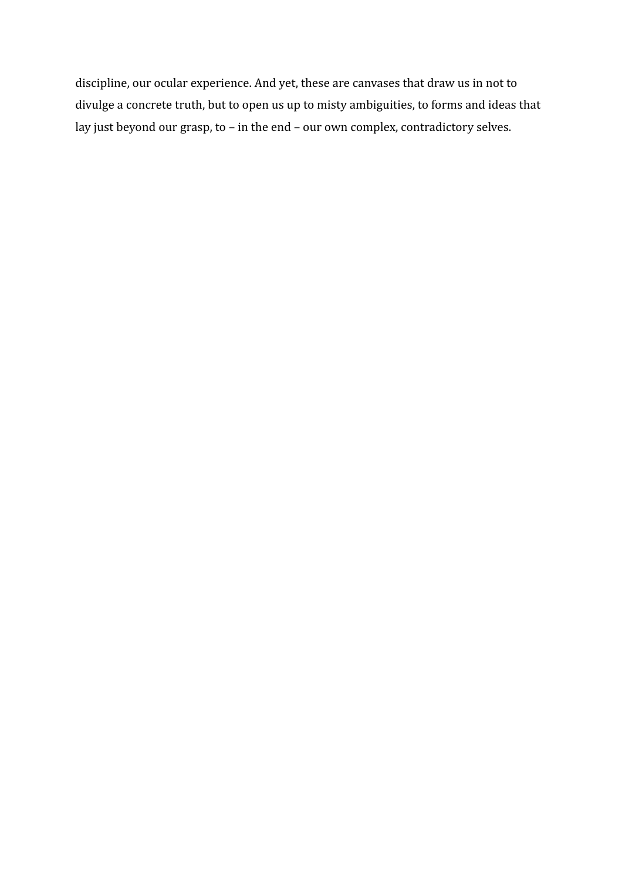discipline, our ocular experience. And yet, these are canvases that draw us in not to divulge a concrete truth, but to open us up to misty ambiguities, to forms and ideas that lay just beyond our grasp, to – in the end – our own complex, contradictory selves.